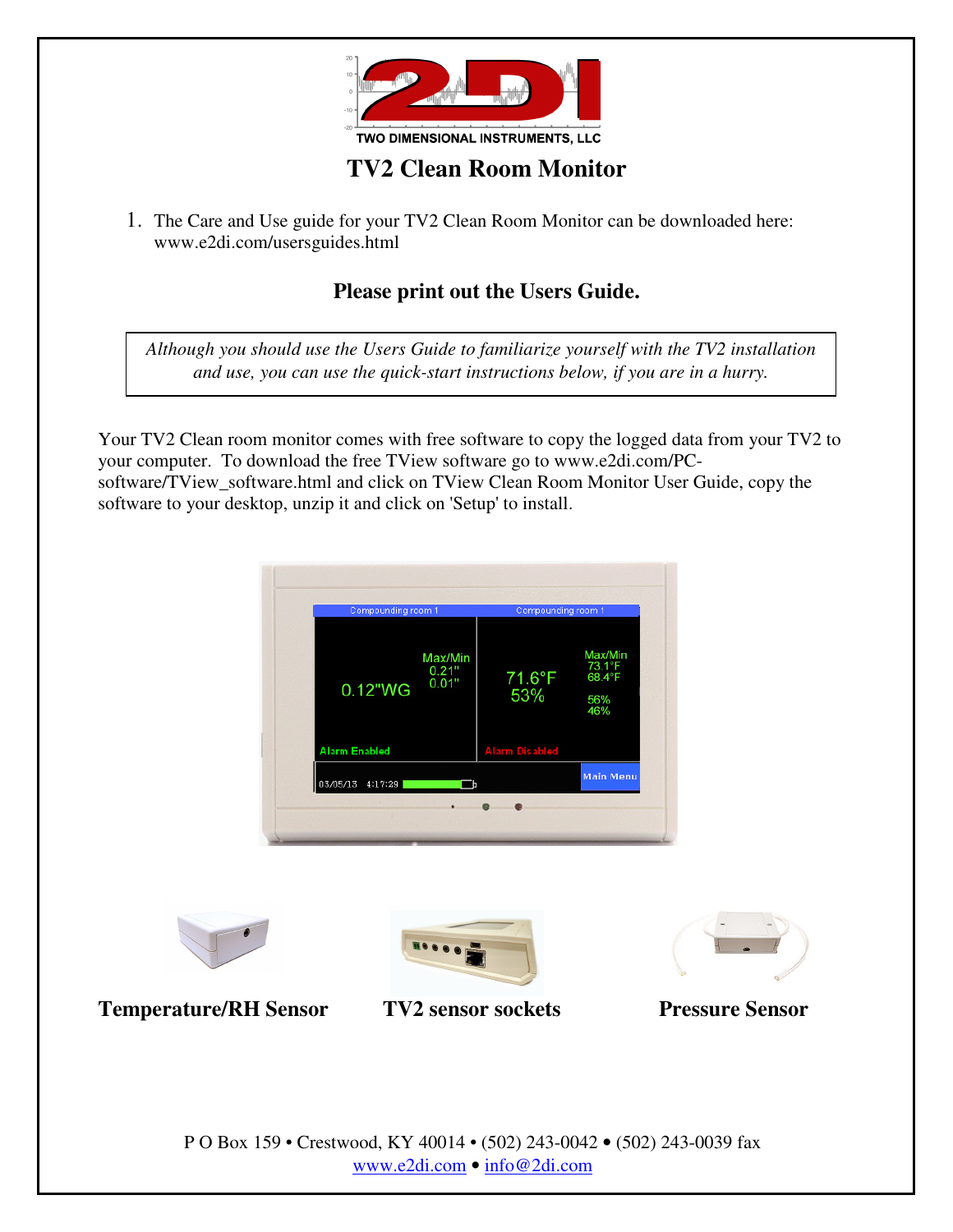TWO DIMENSIONAL INSTRUMENTS, LLC

# TV2 Clean Room Monitor

1. The Care and Use guide for your TV2 Clean Room Monitor can be downloaded here: www.e2di.com/usersguides.html

## Please print out the Users Guide.

*Although you should use the Users Guide to familiarize yourself with the TV2 installation and use, you can use the quick-start instructions below, if you are in a hurry.*

Your TV2 Clean room monitor comes with free software to copy the logged data from your TV2 to your computer. To download the free TView software go to www.e2di.com/PC-software/TView_software.html and click on TView Clean Room Monitor User Guide, copy the software to your desktop, unzip it and click on 'Setup' to install.

**Temperature/RH Sensor** **TV2 sensor sockets** **Pressure Sensor**

P O Box 159 • Crestwood, KY 40014 • (502) 243-0042 • (502) 243-0039 fax
www.e2di.com • info@2di.com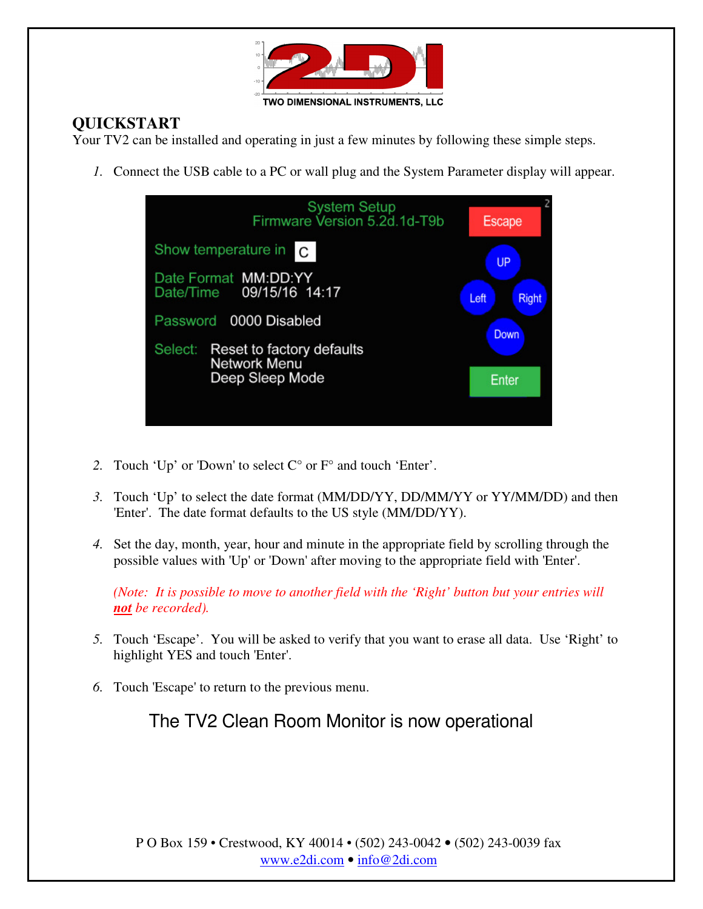TWO DIMENSIONAL INSTRUMENTS, LLC

## QUICKSTART

Your TV2 can be installed and operating in just a few minutes by following these simple steps.

1. Connect the USB cable to a PC or wall plug and the System Parameter display will appear.

System Setup
Firmware Version 5.2d.1d-T9b

Escape

Show temperature in C

UP

Date Format MM:DD:YY
Date/Time 09/15/16 14:17

Left Right

Password 0000 Disabled

Down

Select: Reset to factory defaults
Network Menu
Deep Sleep Mode

Enter

2. Touch 'Up' or 'Down' to select C° or F° and touch 'Enter'.
3. Touch 'Up' to select the date format (MM/DD/YY, DD/MM/YY or YY/MM/DD) and then 'Enter'. The date format defaults to the US style (MM/DD/YY).
4. Set the day, month, year, hour and minute in the appropriate field by scrolling through the possible values with 'Up' or 'Down' after moving to the appropriate field with 'Enter'.

   *(Note: It is possible to move to another field with the 'Right' button but your entries will* ***not*** *be recorded).*

5. Touch 'Escape'. You will be asked to verify that you want to erase all data. Use 'Right' to highlight YES and touch 'Enter'.
6. Touch 'Escape' to return to the previous menu.

The TV2 Clean Room Monitor is now operational

P O Box 159 • Crestwood, KY 40014 • (502) 243-0042 • (502) 243-0039 fax
www.e2di.com • info@2di.com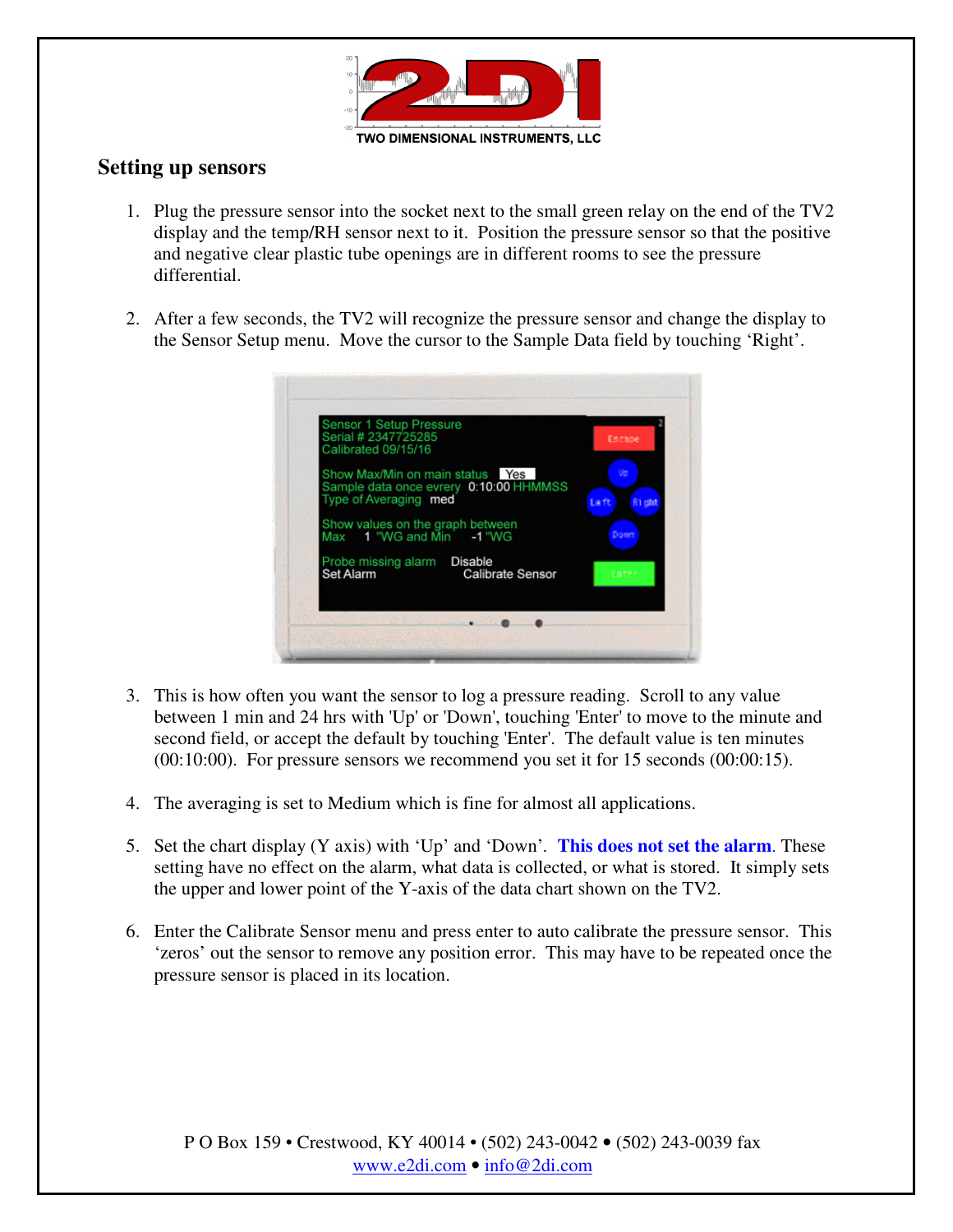## Setting up sensors

1. Plug the pressure sensor into the socket next to the small green relay on the end of the TV2 display and the temp/RH sensor next to it. Position the pressure sensor so that the positive and negative clear plastic tube openings are in different rooms to see the pressure differential.

2. After a few seconds, the TV2 will recognize the pressure sensor and change the display to the Sensor Setup menu. Move the cursor to the Sample Data field by touching 'Right'.

3. This is how often you want the sensor to log a pressure reading. Scroll to any value between 1 min and 24 hrs with 'Up' or 'Down', touching 'Enter' to move to the minute and second field, or accept the default by touching 'Enter'. The default value is ten minutes (00:10:00). For pressure sensors we recommend you set it for 15 seconds (00:00:15).

4. The averaging is set to Medium which is fine for almost all applications.

5. Set the chart display (Y axis) with 'Up' and 'Down'. **This does not set the alarm**. These setting have no effect on the alarm, what data is collected, or what is stored. It simply sets the upper and lower point of the Y-axis of the data chart shown on the TV2.

6. Enter the Calibrate Sensor menu and press enter to auto calibrate the pressure sensor. This 'zeros' out the sensor to remove any position error. This may have to be repeated once the pressure sensor is placed in its location.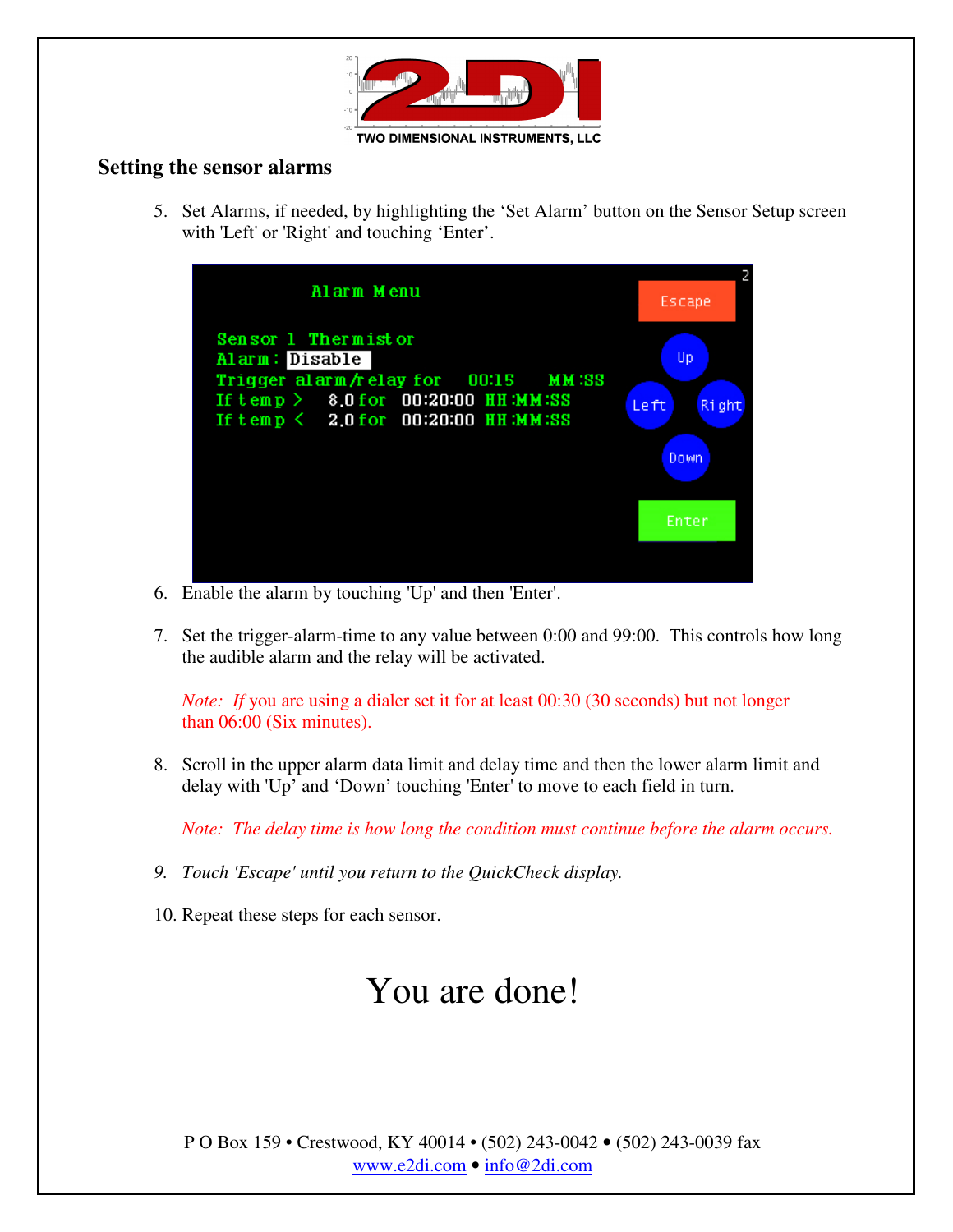## Setting the sensor alarms

5. Set Alarms, if needed, by highlighting the 'Set Alarm' button on the Sensor Setup screen with 'Left' or 'Right' and touching 'Enter'.

6. Enable the alarm by touching 'Up' and then 'Enter'.

7. Set the trigger-alarm-time to any value between 0:00 and 99:00. This controls how long the audible alarm and the relay will be activated.

   *Note: If* you are using a dialer set it for at least 00:30 (30 seconds) but not longer than 06:00 (Six minutes).

8. Scroll in the upper alarm data limit and delay time and then the lower alarm limit and delay with 'Up' and 'Down' touching 'Enter' to move to each field in turn.

   *Note: The delay time is how long the condition must continue before the alarm occurs.*

9. *Touch 'Escape' until you return to the QuickCheck display.*

10. Repeat these steps for each sensor.

# You are done!

P O Box 159 • Crestwood, KY 40014 • (502) 243-0042 • (502) 243-0039 fax
www.e2di.com • info@2di.com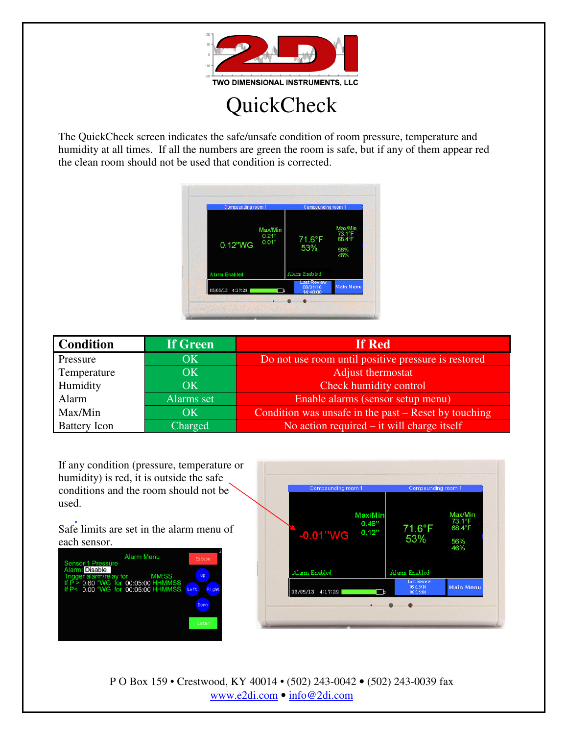TWO DIMENSIONAL INSTRUMENTS, LLC

# QuickCheck

The QuickCheck screen indicates the safe/unsafe condition of room pressure, temperature and humidity at all times. If all the numbers are green the room is safe, but if any of them appear red the clean room should not be used that condition is corrected.

| Condition | If Green | If Red |
|---|---|---|
| Pressure | OK | Do not use room until positive pressure is restored |
| Temperature | OK | Adjust thermostat |
| Humidity | OK | Check humidity control |
| Alarm | Alarms set | Enable alarms (sensor setup menu) |
| Max/Min | OK | Condition was unsafe in the past – Reset by touching |
| Battery Icon | Charged | No action required – it will charge itself |

If any condition (pressure, temperature or humidity) is red, it is outside the safe conditions and the room should not be used.

Safe limits are set in the alarm menu of each sensor.

P O Box 159 • Crestwood, KY 40014 • (502) 243-0042 • (502) 243-0039 fax
www.e2di.com • info@2di.com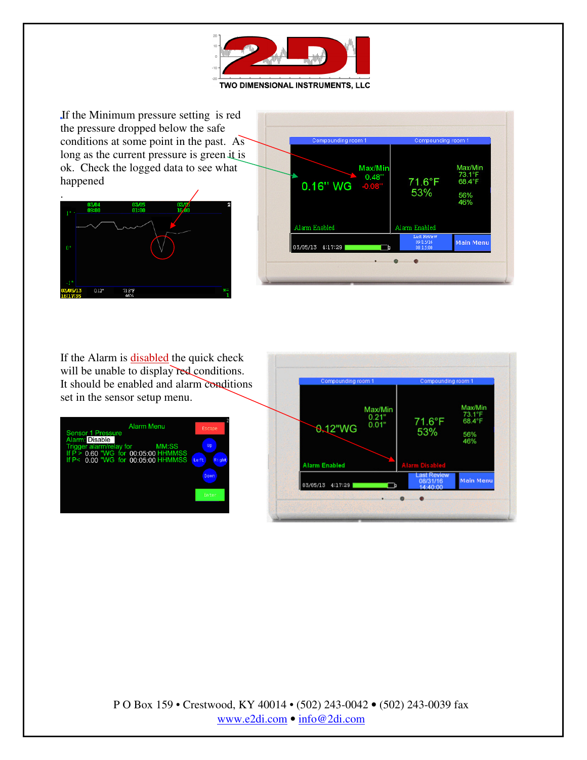If the Minimum pressure setting is red the pressure dropped below the safe conditions at some point in the past. As long as the current pressure is green it is ok. Check the logged data to see what happened

.

If the Alarm is disabled the quick check will be unable to display red conditions. It should be enabled and alarm conditions set in the sensor setup menu.

P O Box 159 • Crestwood, KY 40014 • (502) 243-0042 • (502) 243-0039 fax
www.e2di.com • info@2di.com